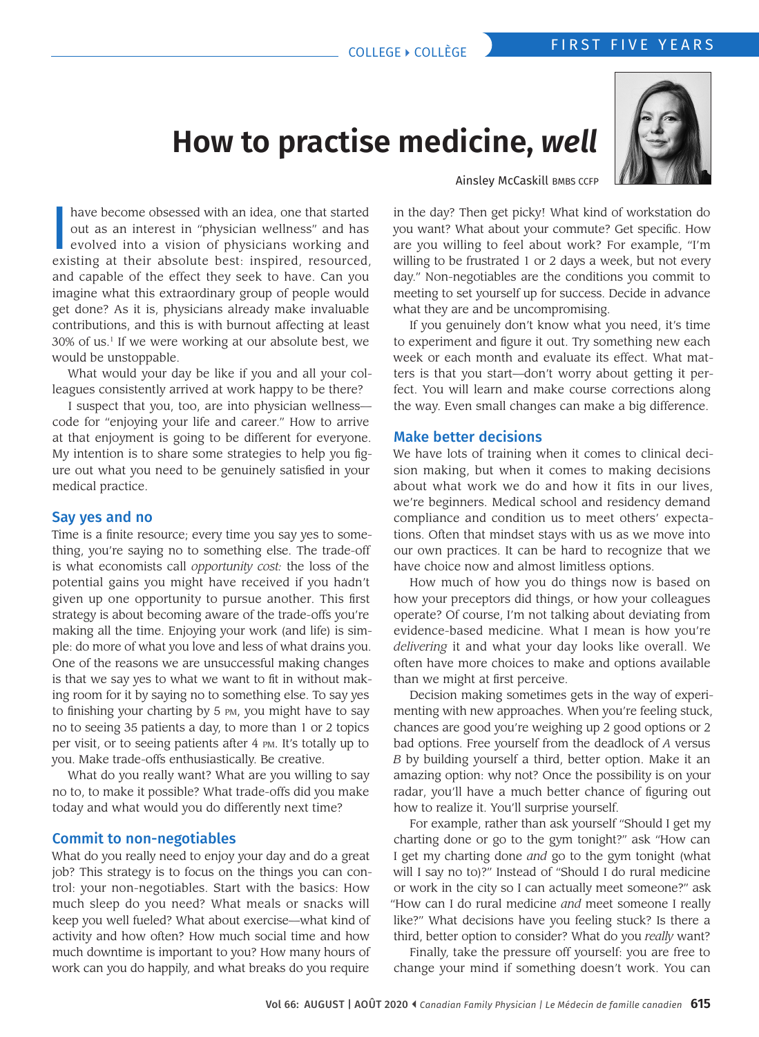# How to practise medicine, *well*

Ainsley McCaskill MBBS CCFP

I have become obsessed with an idea, one that started out as an interest in "physician wellness" and has evolved into a vision of physicians working and existing at their absolute best: inspired, resourced, and capable of the effect they seek to have. Can you imagine what this extraordinary group of people would get done? As it is, physicians already make invaluable contributions, and this is with burnout affecting at least 30% of us.[1] If we were working at our absolute best, we would be unstoppable.

What would your day be like if you and all your colleagues consistently arrived at work happy to be there?

I suspect that you, too, are into physician wellness—code for "enjoying your life and career." How to arrive at that enjoyment is going to be different for everyone. My intention is to share some strategies to help you figure out what you need to be genuinely satisfied in your medical practice.

## Say yes and no

Time is a finite resource; every time you say yes to something, you're saying no to something else. The trade-off is what economists call *opportunity cost:* the loss of the potential gains you might have received if you hadn't given up one opportunity to pursue another. This first strategy is about becoming aware of the trade-offs you're making all the time. Enjoying your work (and life) is simple: do more of what you love and less of what drains you. One of the reasons we are unsuccessful making changes is that we say yes to what we want to fit in without making room for it by saying no to something else. To say yes to finishing your charting by 5 PM, you might have to say no to seeing 35 patients a day, to more than 1 or 2 topics per visit, or to seeing patients after 4 PM. It's totally up to you. Make trade-offs enthusiastically. Be creative.

What do you really want? What are you willing to say no to, to make it possible? What trade-offs did you make today and what would you do differently next time?

## Commit to non-negotiables

What do you really need to enjoy your day and do a great job? This strategy is to focus on the things you can control: your non-negotiables. Start with the basics: How much sleep do you need? What meals or snacks will keep you well fueled? What about exercise—what kind of activity and how often? How much social time and how much downtime is important to you? How many hours of work can you do happily, and what breaks do you require in the day? Then get picky! What kind of workstation do you want? What about your commute? Get specific. How are you willing to feel about work? For example, "I'm willing to be frustrated 1 or 2 days a week, but not every day." Non-negotiables are the conditions you commit to meeting to set yourself up for success. Decide in advance what they are and be uncompromising.

If you genuinely don't know what you need, it's time to experiment and figure it out. Try something new each week or each month and evaluate its effect. What matters is that you start—don't worry about getting it perfect. You will learn and make course corrections along the way. Even small changes can make a big difference.

## Make better decisions

We have lots of training when it comes to clinical decision making, but when it comes to making decisions about what work we do and how it fits in our lives, we're beginners. Medical school and residency demand compliance and condition us to meet others' expectations. Often that mindset stays with us as we move into our own practices. It can be hard to recognize that we have choice now and almost limitless options.

How much of how you do things now is based on how your preceptors did things, or how your colleagues operate? Of course, I'm not talking about deviating from evidence-based medicine. What I mean is how you're *delivering* it and what your day looks like overall. We often have more choices to make and options available than we might at first perceive.

Decision making sometimes gets in the way of experimenting with new approaches. When you're feeling stuck, chances are good you're weighing up 2 good options or 2 bad options. Free yourself from the deadlock of *A* versus *B* by building yourself a third, better option. Make it an amazing option: why not? Once the possibility is on your radar, you'll have a much better chance of figuring out how to realize it. You'll surprise yourself.

For example, rather than ask yourself "Should I get my charting done or go to the gym tonight?" ask "How can I get my charting done *and* go to the gym tonight (what will I say no to)?" Instead of "Should I do rural medicine or work in the city so I can actually meet someone?" ask "How can I do rural medicine *and* meet someone I really like?" What decisions have you feeling stuck? Is there a third, better option to consider? What do you *really* want?

Finally, take the pressure off yourself: you are free to change your mind if something doesn't work. You can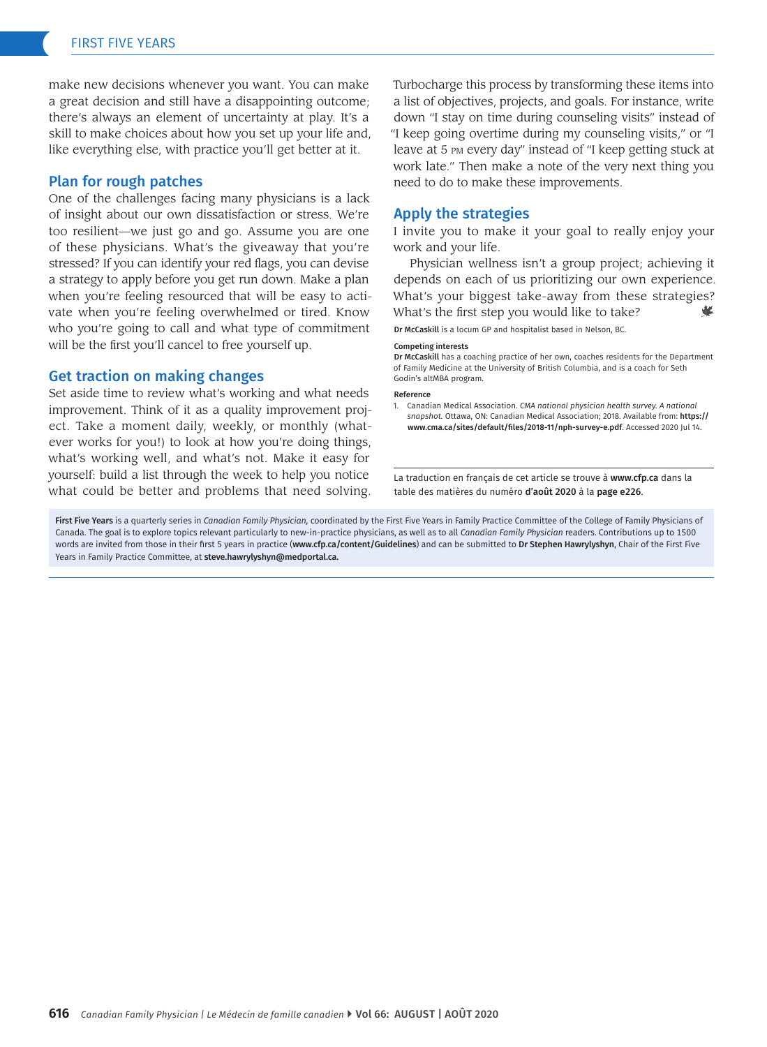make new decisions whenever you want. You can make a great decision and still have a disappointing outcome; there's always an element of uncertainty at play. It's a skill to make choices about how you set up your life and, like everything else, with practice you'll get better at it.

## Plan for rough patches

One of the challenges facing many physicians is a lack of insight about our own dissatisfaction or stress. We're too resilient—we just go and go. Assume you are one of these physicians. What's the giveaway that you're stressed? If you can identify your red flags, you can devise a strategy to apply before you get run down. Make a plan when you're feeling resourced that will be easy to activate when you're feeling overwhelmed or tired. Know who you're going to call and what type of commitment will be the first you'll cancel to free yourself up.

## Get traction on making changes

Set aside time to review what's working and what needs improvement. Think of it as a quality improvement project. Take a moment daily, weekly, or monthly (whatever works for you!) to look at how you're doing things, what's working well, and what's not. Make it easy for yourself: build a list through the week to help you notice what could be better and problems that need solving. Turbocharge this process by transforming these items into a list of objectives, projects, and goals. For instance, write down "I stay on time during counseling visits" instead of "I keep going overtime during my counseling visits," or "I leave at 5 PM every day" instead of "I keep getting stuck at work late." Then make a note of the very next thing you need to do to make these improvements.

## Apply the strategies

I invite you to make it your goal to really enjoy your work and your life.

Physician wellness isn't a group project; achieving it depends on each of us prioritizing our own experience. What's your biggest take-away from these strategies? What's the first step you would like to take?

**Dr McCaskill** is a locum GP and hospitalist based in Nelson, BC.

**Competing interests**

**Dr McCaskill** has a coaching practice of her own, coaches residents for the Department of Family Medicine at the University of British Columbia, and is a coach for Seth Godin's altMBA program.

**Reference**

1. Canadian Medical Association. *CMA national physician health survey. A national snapshot.* Ottawa, ON: Canadian Medical Association; 2018. Available from: **https://www.cma.ca/sites/default/files/2018-11/nph-survey-e.pdf**. Accessed 2020 Jul 14.

La traduction en français de cet article se trouve à **www.cfp.ca** dans la table des matières du numéro **d'août 2020** à la **page e226**.

**First Five Years** is a quarterly series in *Canadian Family Physician*, coordinated by the First Five Years in Family Practice Committee of the College of Family Physicians of Canada. The goal is to explore topics relevant particularly to new-in-practice physicians, as well as to all *Canadian Family Physician* readers. Contributions up to 1500 words are invited from those in their first 5 years in practice (**www.cfp.ca/content/Guidelines**) and can be submitted to **Dr Stephen Hawrylyshyn**, Chair of the First Five Years in Family Practice Committee, at **steve.hawrylyshyn@medportal.ca.**